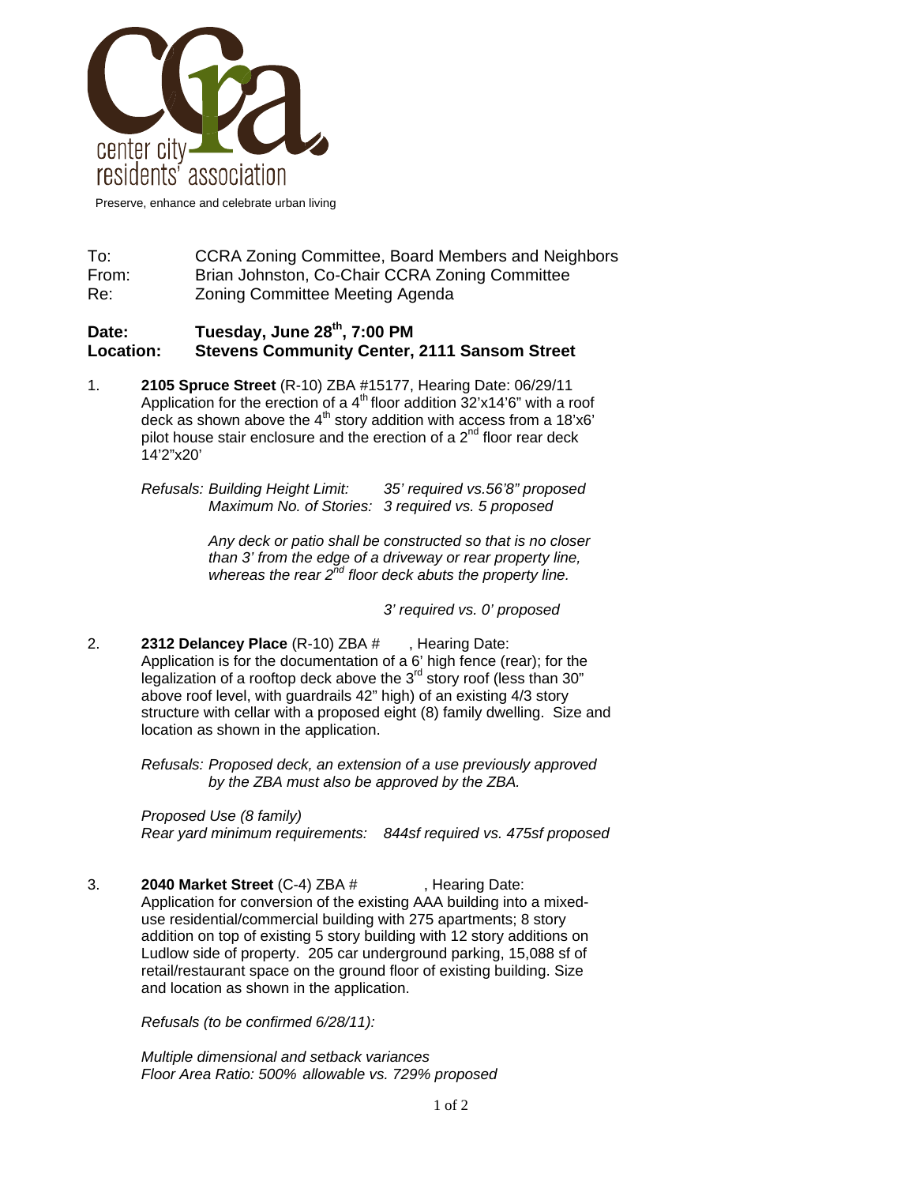center city residents' association

Preserve, enhance and celebrate urban living

To: CCRA Zoning Committee, Board Members and Neighbors
From: Brian Johnston, Co-Chair CCRA Zoning Committee
Re: Zoning Committee Meeting Agenda

**Date: Tuesday, June 28th, 7:00 PM**
**Location: Stevens Community Center, 2111 Sansom Street**

1. **2105 Spruce Street** (R-10) ZBA #15177, Hearing Date: 06/29/11
   Application for the erection of a 4th floor addition 32'x14'6" with a roof deck as shown above the 4th story addition with access from a 18'x6' pilot house stair enclosure and the erection of a 2nd floor rear deck 14'2"x20'

   *Refusals: Building Height Limit: 35' required vs.56'8" proposed*
   *Maximum No. of Stories: 3 required vs. 5 proposed*

   *Any deck or patio shall be constructed so that is no closer than 3' from the edge of a driveway or rear property line, whereas the rear 2nd floor deck abuts the property line.*

   *3' required vs. 0' proposed*

2. **2312 Delancey Place** (R-10) ZBA # , Hearing Date:
   Application is for the documentation of a 6' high fence (rear); for the legalization of a rooftop deck above the 3rd story roof (less than 30" above roof level, with guardrails 42" high) of an existing 4/3 story structure with cellar with a proposed eight (8) family dwelling. Size and location as shown in the application.

   *Refusals: Proposed deck, an extension of a use previously approved by the ZBA must also be approved by the ZBA.*

   *Proposed Use (8 family)*
   *Rear yard minimum requirements: 844sf required vs. 475sf proposed*

3. **2040 Market Street** (C-4) ZBA # , Hearing Date:
   Application for conversion of the existing AAA building into a mixed-use residential/commercial building with 275 apartments; 8 story addition on top of existing 5 story building with 12 story additions on Ludlow side of property. 205 car underground parking, 15,088 sf of retail/restaurant space on the ground floor of existing building. Size and location as shown in the application.

   *Refusals (to be confirmed 6/28/11):*

   *Multiple dimensional and setback variances*
   *Floor Area Ratio: 500% allowable vs. 729% proposed*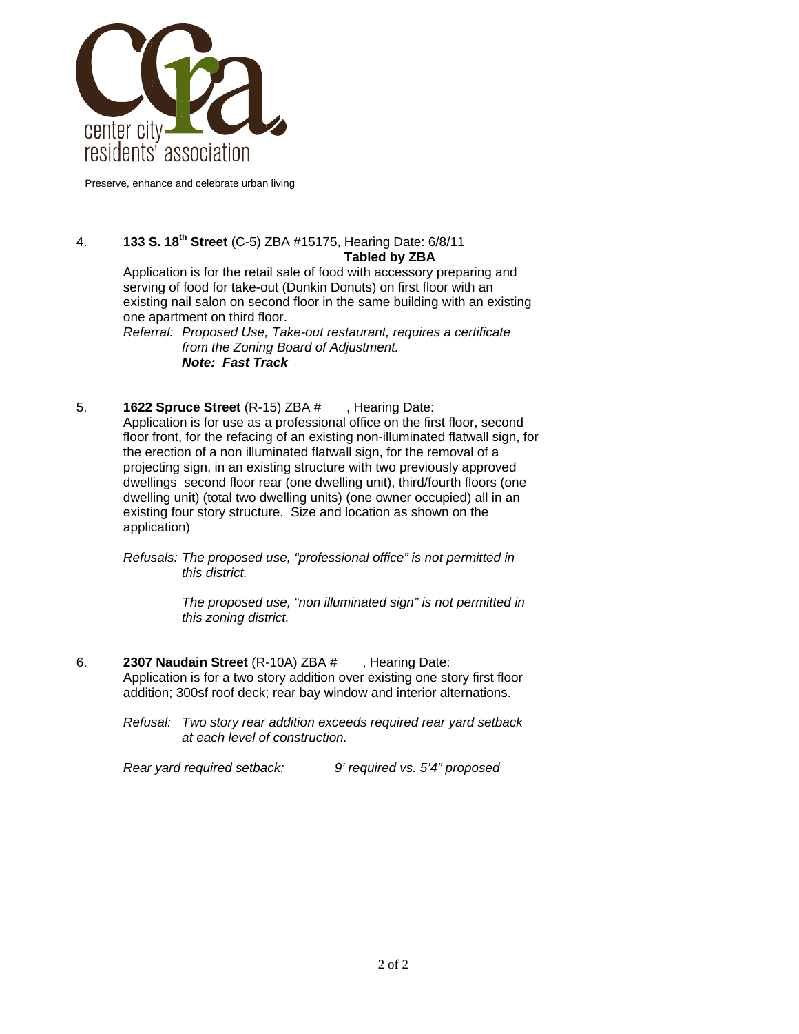center city residents' association

Preserve, enhance and celebrate urban living

4. **133 S. 18th Street** (C-5) ZBA #15175, Hearing Date: 6/8/11
   **Tabled by ZBA**

   Application is for the retail sale of food with accessory preparing and serving of food for take-out (Dunkin Donuts) on first floor with an existing nail salon on second floor in the same building with an existing one apartment on third floor.

   *Referral: Proposed Use, Take-out restaurant, requires a certificate from the Zoning Board of Adjustment.*
   ***Note: Fast Track***

5. **1622 Spruce Street** (R-15) ZBA # , Hearing Date:
   Application is for use as a professional office on the first floor, second floor front, for the refacing of an existing non-illuminated flatwall sign, for the erection of a non illuminated flatwall sign, for the removal of a projecting sign, in an existing structure with two previously approved dwellings second floor rear (one dwelling unit), third/fourth floors (one dwelling unit) (total two dwelling units) (one owner occupied) all in an existing four story structure. Size and location as shown on the application)

   *Refusals: The proposed use, "professional office" is not permitted in this district.*

   *The proposed use, "non illuminated sign" is not permitted in this zoning district.*

6. **2307 Naudain Street** (R-10A) ZBA # , Hearing Date:
   Application is for a two story addition over existing one story first floor addition; 300sf roof deck; rear bay window and interior alternations.

   *Refusal: Two story rear addition exceeds required rear yard setback at each level of construction.*

   *Rear yard required setback: 9' required vs. 5'4" proposed*